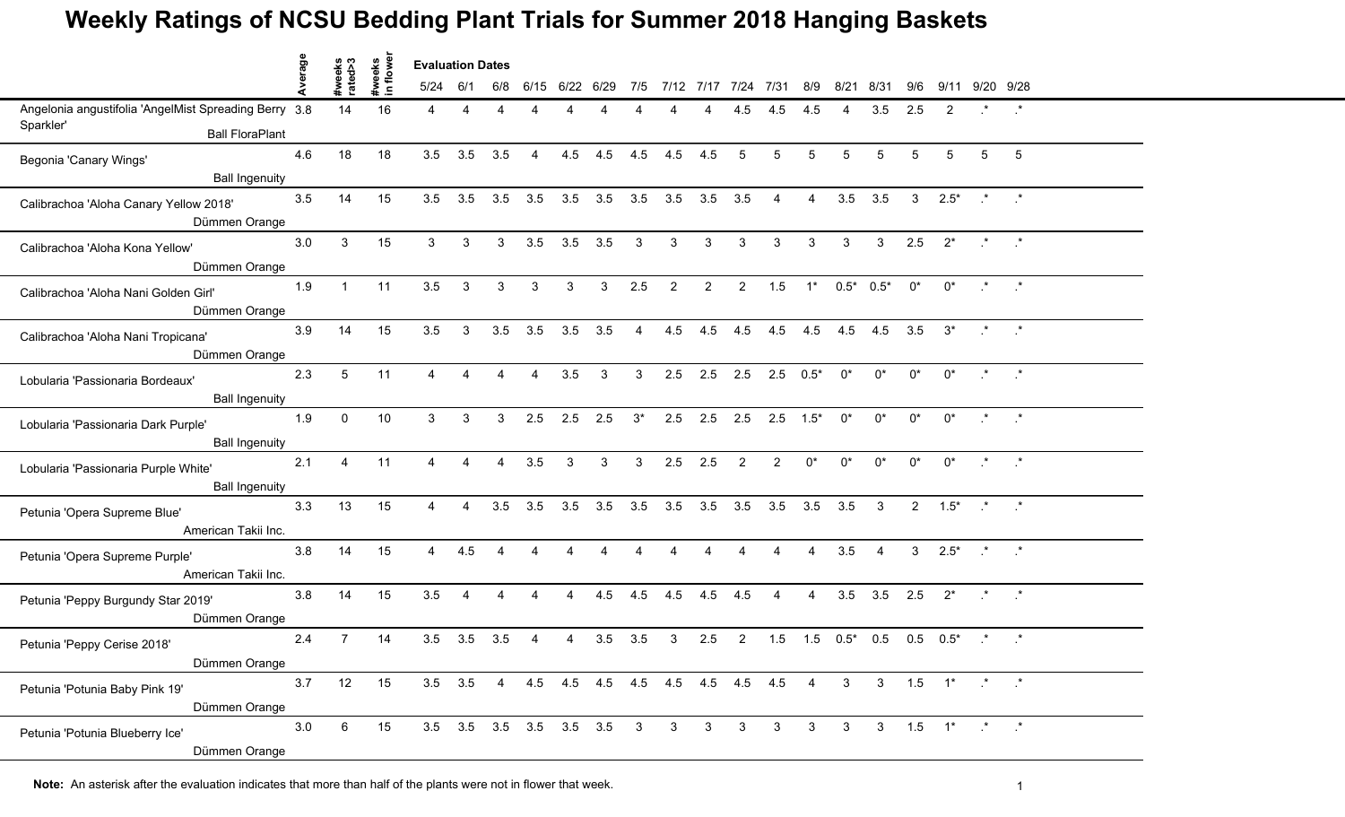# Weekly Ratings of NCSU Bedding Plant Trials for Summer 2018 Hanging Baskets

| | Average | #weeks rated>3 | #weeks in flower | 5/24 | 6/1 | 6/8 | 6/15 | 6/22 | 6/29 | 7/5 | 7/12 | 7/17 | 7/24 | 7/31 | 8/9 | 8/21 | 8/31 | 9/6 | 9/11 | 9/20 | 9/28 |
|---|---|---|---|---|---|---|---|---|---|---|---|---|---|---|---|---|---|---|---|---|---|
| | | | | **Evaluation Dates** | | | | | | | | | | | | | | | | | |
| Angelonia angustifolia 'AngelMist Spreading Berry Sparkler' Ball FloraPlant | 3.8 | 14 | 16 | 4 | 4 | 4 | 4 | 4 | 4 | 4 | 4 | 4 | 4.5 | 4.5 | 4.5 | 4 | 3.5 | 2.5 | 2 | .* | .* |
| Begonia 'Canary Wings' Ball Ingenuity | 4.6 | 18 | 18 | 3.5 | 3.5 | 3.5 | 4 | 4.5 | 4.5 | 4.5 | 4.5 | 4.5 | 5 | 5 | 5 | 5 | 5 | 5 | 5 | 5 | 5 |
| Calibrachoa 'Aloha Canary Yellow 2018' Dümmen Orange | 3.5 | 14 | 15 | 3.5 | 3.5 | 3.5 | 3.5 | 3.5 | 3.5 | 3.5 | 3.5 | 3.5 | 3.5 | 4 | 4 | 3.5 | 3.5 | 3 | 2.5* | .* | .* |
| Calibrachoa 'Aloha Kona Yellow' Dümmen Orange | 3.0 | 3 | 15 | 3 | 3 | 3 | 3.5 | 3.5 | 3.5 | 3 | 3 | 3 | 3 | 3 | 3 | 3 | 3 | 2.5 | 2* | .* | .* |
| Calibrachoa 'Aloha Nani Golden Girl' Dümmen Orange | 1.9 | 1 | 11 | 3.5 | 3 | 3 | 3 | 3 | 3 | 2.5 | 2 | 2 | 2 | 1.5 | 1* | 0.5* | 0.5* | 0* | 0* | .* | .* |
| Calibrachoa 'Aloha Nani Tropicana' Dümmen Orange | 3.9 | 14 | 15 | 3.5 | 3 | 3.5 | 3.5 | 3.5 | 3.5 | 4 | 4.5 | 4.5 | 4.5 | 4.5 | 4.5 | 4.5 | 4.5 | 3.5 | 3* | .* | .* |
| Lobularia 'Passionaria Bordeaux' Ball Ingenuity | 2.3 | 5 | 11 | 4 | 4 | 4 | 4 | 3.5 | 3 | 3 | 2.5 | 2.5 | 2.5 | 2.5 | 0.5* | 0* | 0* | 0* | 0* | .* | .* |
| Lobularia 'Passionaria Dark Purple' Ball Ingenuity | 1.9 | 0 | 10 | 3 | 3 | 3 | 2.5 | 2.5 | 2.5 | 3* | 2.5 | 2.5 | 2.5 | 2.5 | 1.5* | 0* | 0* | 0* | 0* | .* | .* |
| Lobularia 'Passionaria Purple White' Ball Ingenuity | 2.1 | 4 | 11 | 4 | 4 | 4 | 3.5 | 3 | 3 | 3 | 2.5 | 2.5 | 2 | 2 | 0* | 0* | 0* | 0* | 0* | .* | .* |
| Petunia 'Opera Supreme Blue' American Takii Inc. | 3.3 | 13 | 15 | 4 | 4 | 3.5 | 3.5 | 3.5 | 3.5 | 3.5 | 3.5 | 3.5 | 3.5 | 3.5 | 3.5 | 3.5 | 3 | 2 | 1.5* | .* | .* |
| Petunia 'Opera Supreme Purple' American Takii Inc. | 3.8 | 14 | 15 | 4 | 4.5 | 4 | 4 | 4 | 4 | 4 | 4 | 4 | 4 | 4 | 4 | 3.5 | 4 | 3 | 2.5* | .* | .* |
| Petunia 'Peppy Burgundy Star 2019' Dümmen Orange | 3.8 | 14 | 15 | 3.5 | 4 | 4 | 4 | 4 | 4.5 | 4.5 | 4.5 | 4.5 | 4.5 | 4 | 4 | 3.5 | 3.5 | 2.5 | 2* | .* | .* |
| Petunia 'Peppy Cerise 2018' Dümmen Orange | 2.4 | 7 | 14 | 3.5 | 3.5 | 3.5 | 4 | 4 | 3.5 | 3.5 | 3 | 2.5 | 2 | 1.5 | 1.5 | 0.5* | 0.5 | 0.5 | 0.5* | .* | .* |
| Petunia 'Potunia Baby Pink 19' Dümmen Orange | 3.7 | 12 | 15 | 3.5 | 3.5 | 4 | 4.5 | 4.5 | 4.5 | 4.5 | 4.5 | 4.5 | 4.5 | 4.5 | 4 | 3 | 3 | 1.5 | 1* | .* | .* |
| Petunia 'Potunia Blueberry Ice' Dümmen Orange | 3.0 | 6 | 15 | 3.5 | 3.5 | 3.5 | 3.5 | 3.5 | 3.5 | 3 | 3 | 3 | 3 | 3 | 3 | 3 | 3 | 1.5 | 1* | .* | .* |

**Note:** An asterisk after the evaluation indicates that more than half of the plants were not in flower that week.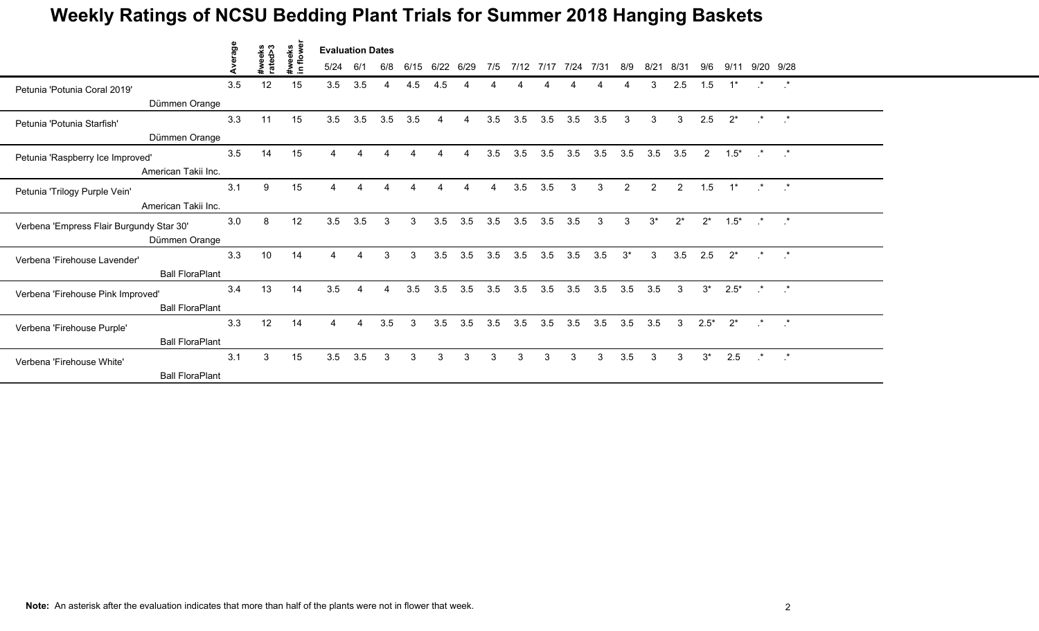# Weekly Ratings of NCSU Bedding Plant Trials for Summer 2018 Hanging Baskets

| | Average | #weeks rated>3 | #weeks in flower | Evaluation Dates 5/24 | 6/1 | 6/8 | 6/15 | 6/22 | 6/29 | 7/5 | 7/12 | 7/17 | 7/24 | 7/31 | 8/9 | 8/21 | 8/31 | 9/6 | 9/11 | 9/20 | 9/28 |
|---|---|---|---|---|---|---|---|---|---|---|---|---|---|---|---|---|---|---|---|---|---|
| Petunia 'Potunia Coral 2019' Dümmen Orange | 3.5 | 12 | 15 | 3.5 | 3.5 | 4 | 4.5 | 4.5 | 4 | 4 | 4 | 4 | 4 | 4 | 4 | 3 | 2.5 | 1.5 | 1* | .* | .* |
| Petunia 'Potunia Starfish' Dümmen Orange | 3.3 | 11 | 15 | 3.5 | 3.5 | 3.5 | 3.5 | 4 | 4 | 3.5 | 3.5 | 3.5 | 3.5 | 3.5 | 3 | 3 | 3 | 2.5 | 2* | .* | .* |
| Petunia 'Raspberry Ice Improved' American Takii Inc. | 3.5 | 14 | 15 | 4 | 4 | 4 | 4 | 4 | 4 | 3.5 | 3.5 | 3.5 | 3.5 | 3.5 | 3.5 | 3.5 | 3.5 | 2 | 1.5* | .* | .* |
| Petunia 'Trilogy Purple Vein' American Takii Inc. | 3.1 | 9 | 15 | 4 | 4 | 4 | 4 | 4 | 4 | 4 | 3.5 | 3.5 | 3 | 3 | 2 | 2 | 2 | 1.5 | 1* | .* | .* |
| Verbena 'Empress Flair Burgundy Star 30' Dümmen Orange | 3.0 | 8 | 12 | 3.5 | 3.5 | 3 | 3 | 3.5 | 3.5 | 3.5 | 3.5 | 3.5 | 3.5 | 3 | 3 | 3* | 2* | 2* | 1.5* | .* | .* |
| Verbena 'Firehouse Lavender' Ball FloraPlant | 3.3 | 10 | 14 | 4 | 4 | 3 | 3 | 3.5 | 3.5 | 3.5 | 3.5 | 3.5 | 3.5 | 3.5 | 3* | 3 | 3.5 | 2.5 | 2* | .* | .* |
| Verbena 'Firehouse Pink Improved' Ball FloraPlant | 3.4 | 13 | 14 | 3.5 | 4 | 4 | 3.5 | 3.5 | 3.5 | 3.5 | 3.5 | 3.5 | 3.5 | 3.5 | 3.5 | 3.5 | 3 | 3* | 2.5* | .* | .* |
| Verbena 'Firehouse Purple' Ball FloraPlant | 3.3 | 12 | 14 | 4 | 4 | 3.5 | 3 | 3.5 | 3.5 | 3.5 | 3.5 | 3.5 | 3.5 | 3.5 | 3.5 | 3.5 | 3 | 2.5* | 2* | .* | .* |
| Verbena 'Firehouse White' Ball FloraPlant | 3.1 | 3 | 15 | 3.5 | 3.5 | 3 | 3 | 3 | 3 | 3 | 3 | 3 | 3 | 3 | 3.5 | 3 | 3 | 3* | 2.5 | .* | .* |

**Note:** An asterisk after the evaluation indicates that more than half of the plants were not in flower that week.